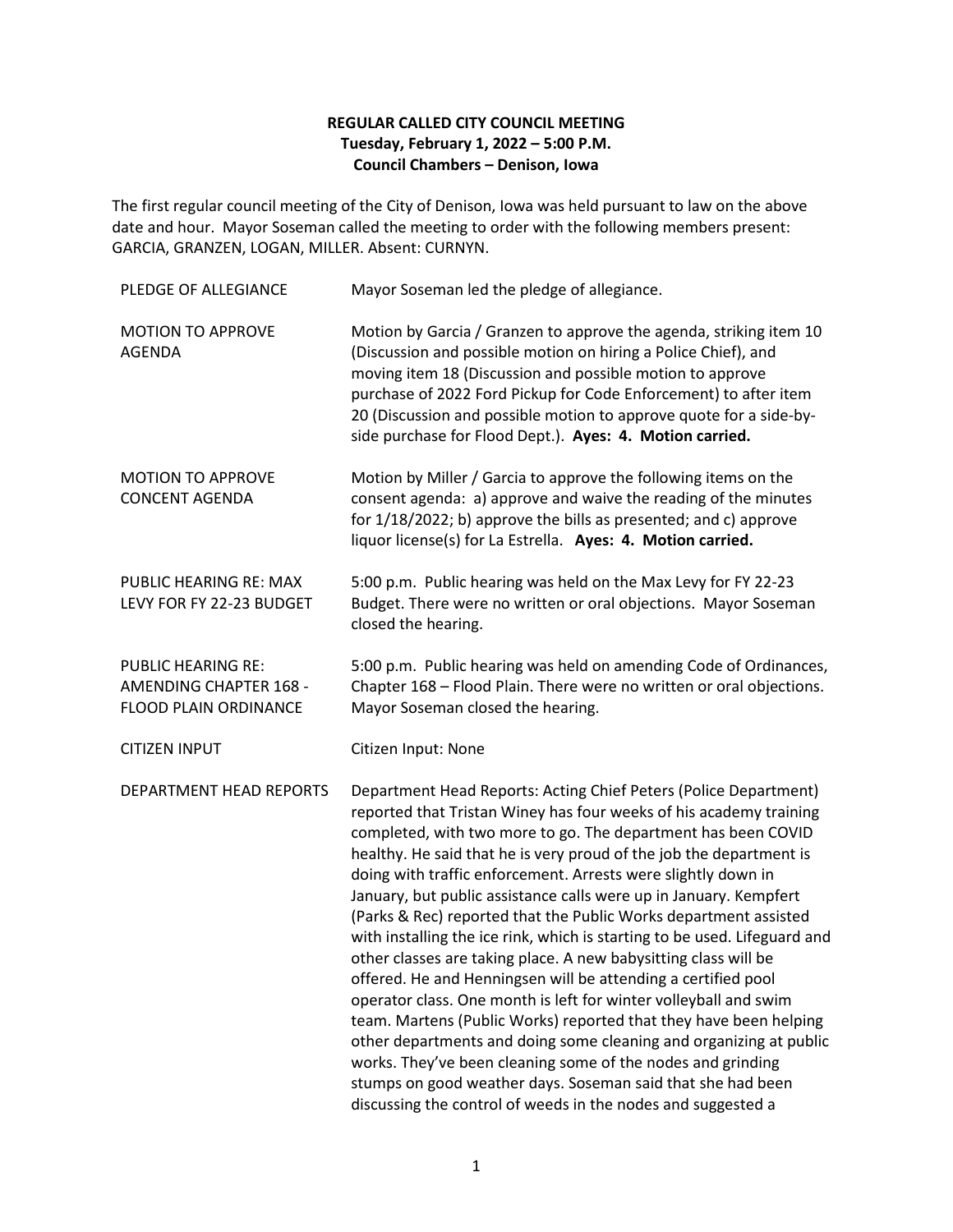**REGULAR CALLED CITY COUNCIL MEETING**
**Tuesday, February 1, 2022 – 5:00 P.M.**
**Council Chambers – Denison, Iowa**

The first regular council meeting of the City of Denison, Iowa was held pursuant to law on the above date and hour. Mayor Soseman called the meeting to order with the following members present: GARCIA, GRANZEN, LOGAN, MILLER. Absent: CURNYN.

| | |
|---|---|
| PLEDGE OF ALLEGIANCE | Mayor Soseman led the pledge of allegiance. |
| MOTION TO APPROVE AGENDA | Motion by Garcia / Granzen to approve the agenda, striking item 10 (Discussion and possible motion on hiring a Police Chief), and moving item 18 (Discussion and possible motion to approve purchase of 2022 Ford Pickup for Code Enforcement) to after item 20 (Discussion and possible motion to approve quote for a side-by-side purchase for Flood Dept.). **Ayes: 4. Motion carried.** |
| MOTION TO APPROVE CONCENT AGENDA | Motion by Miller / Garcia to approve the following items on the consent agenda: a) approve and waive the reading of the minutes for 1/18/2022; b) approve the bills as presented; and c) approve liquor license(s) for La Estrella. **Ayes: 4. Motion carried.** |
| PUBLIC HEARING RE: MAX LEVY FOR FY 22-23 BUDGET | 5:00 p.m. Public hearing was held on the Max Levy for FY 22-23 Budget. There were no written or oral objections. Mayor Soseman closed the hearing. |
| PUBLIC HEARING RE: AMENDING CHAPTER 168 - FLOOD PLAIN ORDINANCE | 5:00 p.m. Public hearing was held on amending Code of Ordinances, Chapter 168 – Flood Plain. There were no written or oral objections. Mayor Soseman closed the hearing. |
| CITIZEN INPUT | Citizen Input: None |
| DEPARTMENT HEAD REPORTS | Department Head Reports: Acting Chief Peters (Police Department) reported that Tristan Winey has four weeks of his academy training completed, with two more to go. The department has been COVID healthy. He said that he is very proud of the job the department is doing with traffic enforcement. Arrests were slightly down in January, but public assistance calls were up in January. Kempfert (Parks & Rec) reported that the Public Works department assisted with installing the ice rink, which is starting to be used. Lifeguard and other classes are taking place. A new babysitting class will be offered. He and Henningsen will be attending a certified pool operator class. One month is left for winter volleyball and swim team. Martens (Public Works) reported that they have been helping other departments and doing some cleaning and organizing at public works. They've been cleaning some of the nodes and grinding stumps on good weather days. Soseman said that she had been discussing the control of weeds in the nodes and suggested a |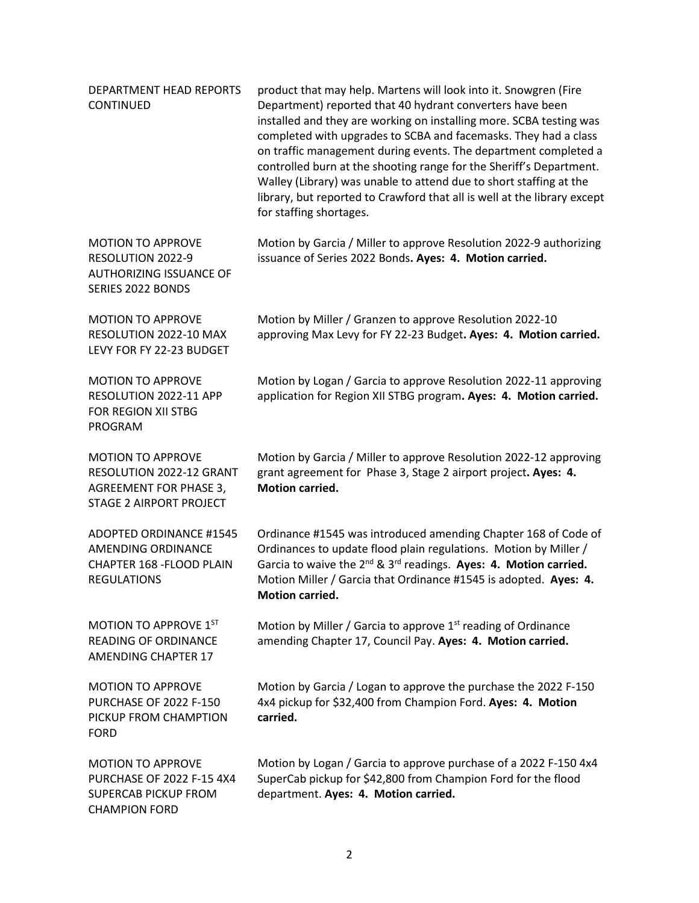| | |
|---|---|
| DEPARTMENT HEAD REPORTS CONTINUED | product that may help. Martens will look into it. Snowgren (Fire Department) reported that 40 hydrant converters have been installed and they are working on installing more. SCBA testing was completed with upgrades to SCBA and facemasks. They had a class on traffic management during events. The department completed a controlled burn at the shooting range for the Sheriff's Department. Walley (Library) was unable to attend due to short staffing at the library, but reported to Crawford that all is well at the library except for staffing shortages. |
| MOTION TO APPROVE RESOLUTION 2022-9 AUTHORIZING ISSUANCE OF SERIES 2022 BONDS | Motion by Garcia / Miller to approve Resolution 2022-9 authorizing issuance of Series 2022 Bonds**. Ayes: 4. Motion carried.** |
| MOTION TO APPROVE RESOLUTION 2022-10 MAX LEVY FOR FY 22-23 BUDGET | Motion by Miller / Granzen to approve Resolution 2022-10 approving Max Levy for FY 22-23 Budget**. Ayes: 4. Motion carried.** |
| MOTION TO APPROVE RESOLUTION 2022-11 APP FOR REGION XII STBG PROGRAM | Motion by Logan / Garcia to approve Resolution 2022-11 approving application for Region XII STBG program**. Ayes: 4. Motion carried.** |
| MOTION TO APPROVE RESOLUTION 2022-12 GRANT AGREEMENT FOR PHASE 3, STAGE 2 AIRPORT PROJECT | Motion by Garcia / Miller to approve Resolution 2022-12 approving grant agreement for Phase 3, Stage 2 airport project**. Ayes: 4. Motion carried.** |
| ADOPTED ORDINANCE #1545 AMENDING ORDINANCE CHAPTER 168 -FLOOD PLAIN REGULATIONS | Ordinance #1545 was introduced amending Chapter 168 of Code of Ordinances to update flood plain regulations. Motion by Miller / Garcia to waive the 2nd & 3rd readings. **Ayes: 4. Motion carried.** Motion Miller / Garcia that Ordinance #1545 is adopted. **Ayes: 4. Motion carried.** |
| MOTION TO APPROVE 1ST READING OF ORDINANCE AMENDING CHAPTER 17 | Motion by Miller / Garcia to approve 1st reading of Ordinance amending Chapter 17, Council Pay. **Ayes: 4. Motion carried.** |
| MOTION TO APPROVE PURCHASE OF 2022 F-150 PICKUP FROM CHAMPTION FORD | Motion by Garcia / Logan to approve the purchase the 2022 F-150 4x4 pickup for $32,400 from Champion Ford. **Ayes: 4. Motion carried.** |
| MOTION TO APPROVE PURCHASE OF 2022 F-15 4X4 SUPERCAB PICKUP FROM CHAMPION FORD | Motion by Logan / Garcia to approve purchase of a 2022 F-150 4x4 SuperCab pickup for $42,800 from Champion Ford for the flood department. **Ayes: 4. Motion carried.** |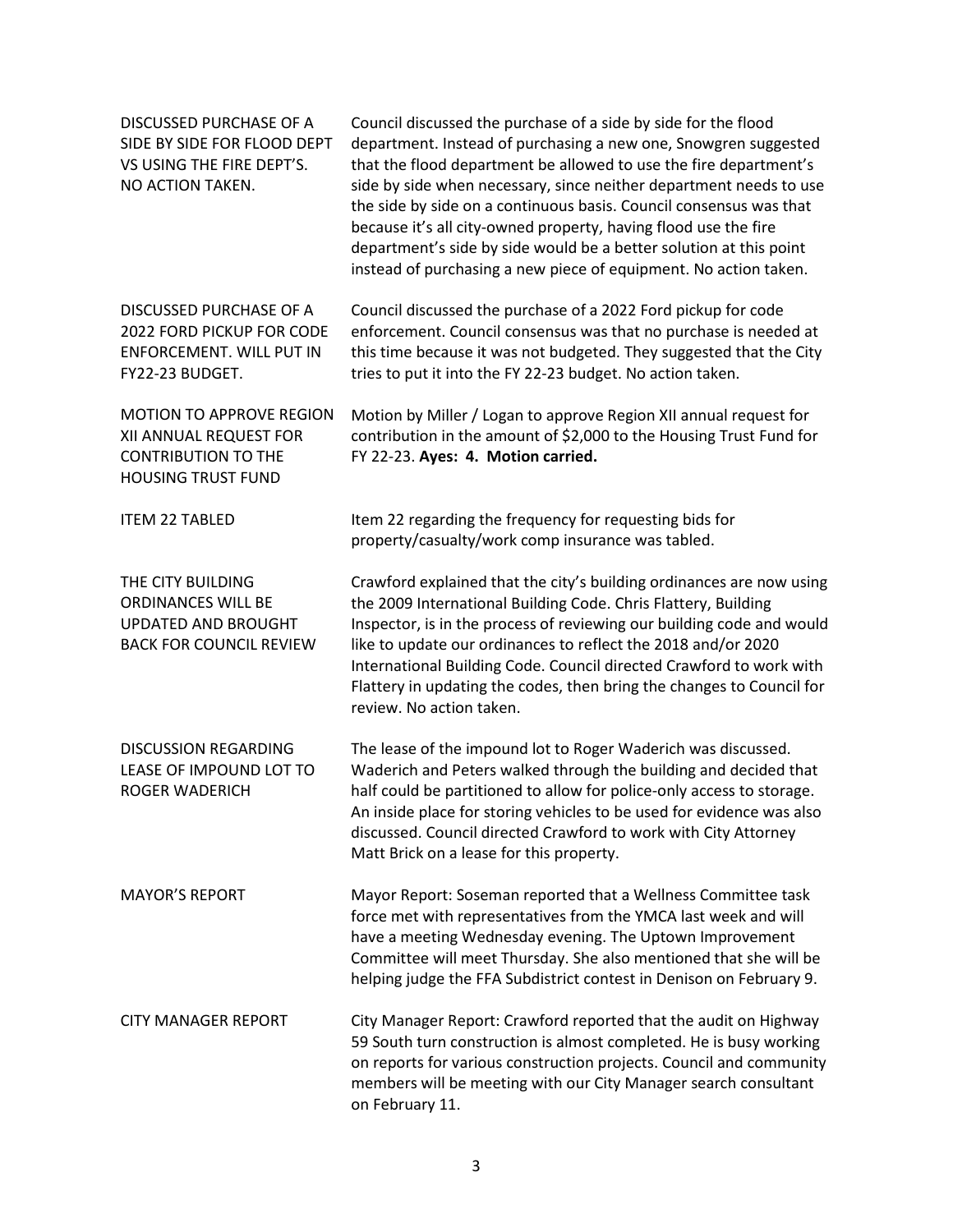| | |
|---|---|
| DISCUSSED PURCHASE OF A SIDE BY SIDE FOR FLOOD DEPT VS USING THE FIRE DEPT'S. NO ACTION TAKEN. | Council discussed the purchase of a side by side for the flood department. Instead of purchasing a new one, Snowgren suggested that the flood department be allowed to use the fire department's side by side when necessary, since neither department needs to use the side by side on a continuous basis. Council consensus was that because it's all city-owned property, having flood use the fire department's side by side would be a better solution at this point instead of purchasing a new piece of equipment. No action taken. |
| DISCUSSED PURCHASE OF A 2022 FORD PICKUP FOR CODE ENFORCEMENT. WILL PUT IN FY22-23 BUDGET. | Council discussed the purchase of a 2022 Ford pickup for code enforcement. Council consensus was that no purchase is needed at this time because it was not budgeted. They suggested that the City tries to put it into the FY 22-23 budget. No action taken. |
| MOTION TO APPROVE REGION XII ANNUAL REQUEST FOR CONTRIBUTION TO THE HOUSING TRUST FUND | Motion by Miller / Logan to approve Region XII annual request for contribution in the amount of $2,000 to the Housing Trust Fund for FY 22-23. **Ayes: 4. Motion carried.** |
| ITEM 22 TABLED | Item 22 regarding the frequency for requesting bids for property/casualty/work comp insurance was tabled. |
| THE CITY BUILDING ORDINANCES WILL BE UPDATED AND BROUGHT BACK FOR COUNCIL REVIEW | Crawford explained that the city's building ordinances are now using the 2009 International Building Code. Chris Flattery, Building Inspector, is in the process of reviewing our building code and would like to update our ordinances to reflect the 2018 and/or 2020 International Building Code. Council directed Crawford to work with Flattery in updating the codes, then bring the changes to Council for review. No action taken. |
| DISCUSSION REGARDING LEASE OF IMPOUND LOT TO ROGER WADERICH | The lease of the impound lot to Roger Waderich was discussed. Waderich and Peters walked through the building and decided that half could be partitioned to allow for police-only access to storage. An inside place for storing vehicles to be used for evidence was also discussed. Council directed Crawford to work with City Attorney Matt Brick on a lease for this property. |
| MAYOR'S REPORT | Mayor Report: Soseman reported that a Wellness Committee task force met with representatives from the YMCA last week and will have a meeting Wednesday evening. The Uptown Improvement Committee will meet Thursday. She also mentioned that she will be helping judge the FFA Subdistrict contest in Denison on February 9. |
| CITY MANAGER REPORT | City Manager Report: Crawford reported that the audit on Highway 59 South turn construction is almost completed. He is busy working on reports for various construction projects. Council and community members will be meeting with our City Manager search consultant on February 11. |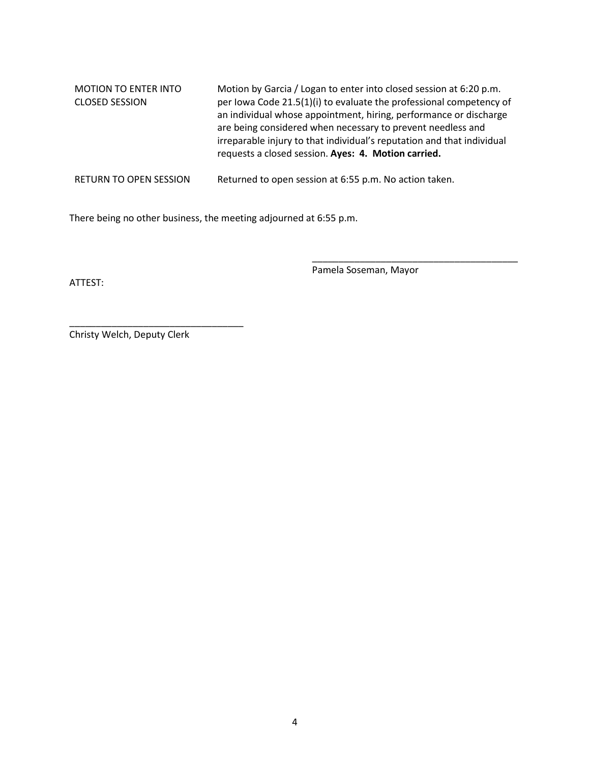| | |
|---|---|
| MOTION TO ENTER INTO CLOSED SESSION | Motion by Garcia / Logan to enter into closed session at 6:20 p.m. per Iowa Code 21.5(1)(i) to evaluate the professional competency of an individual whose appointment, hiring, performance or discharge are being considered when necessary to prevent needless and irreparable injury to that individual's reputation and that individual requests a closed session. **Ayes: 4. Motion carried.** |
| RETURN TO OPEN SESSION | Returned to open session at 6:55 p.m. No action taken. |

There being no other business, the meeting adjourned at 6:55 p.m.

________________________________________
Pamela Soseman, Mayor

ATTEST:

_________________________________
Christy Welch, Deputy Clerk